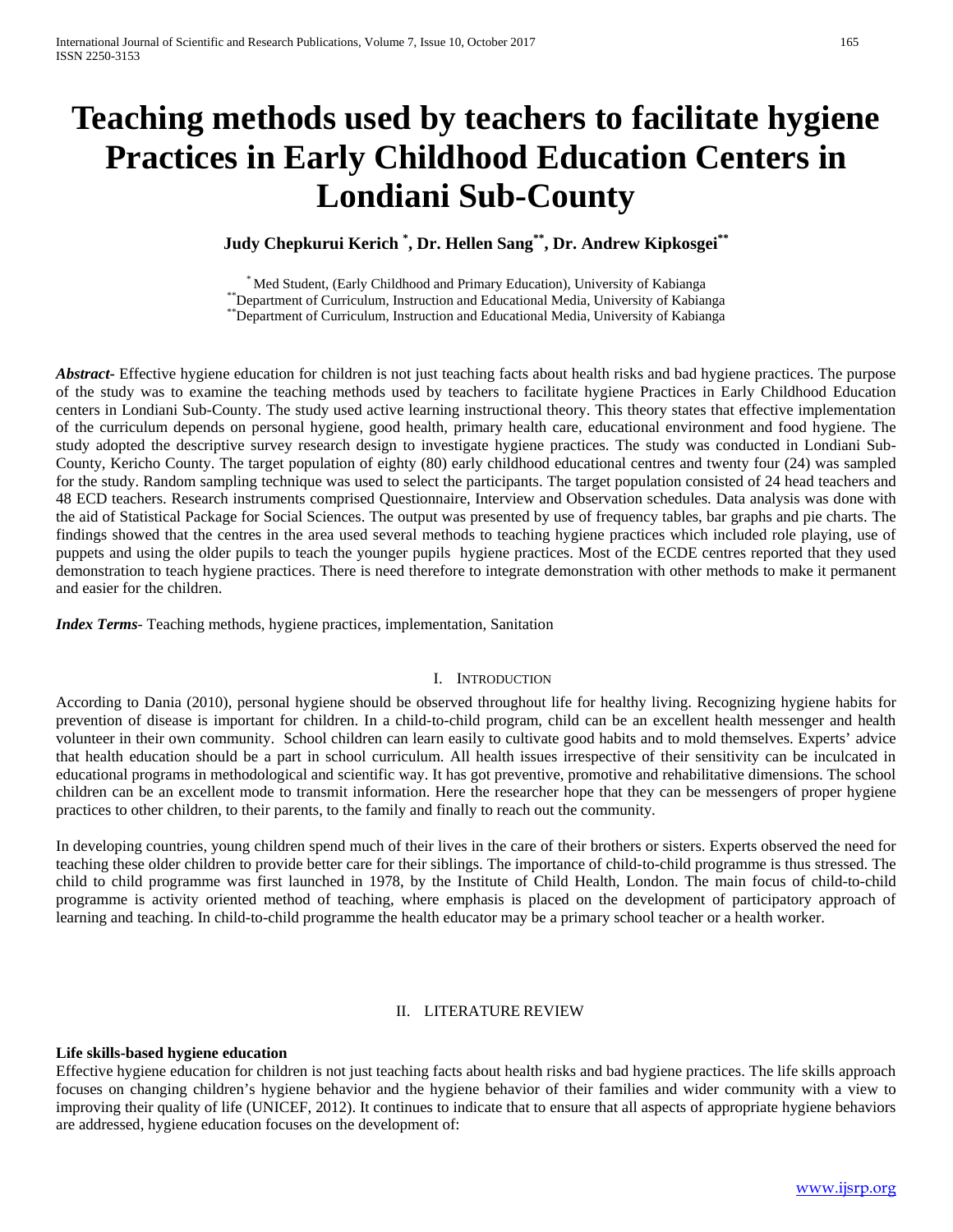# Teaching methods used by teachers to facilitate hygiene Practices in Early Childhood Education Centers in Londiani Sub-County

**Judy Chepkurui Kerich [*], Dr. Hellen Sang[**], Dr. Andrew Kipkosgei[**]**

[*] Med Student, (Early Childhood and Primary Education), University of Kabianga
[**] Department of Curriculum, Instruction and Educational Media, University of Kabianga
[**] Department of Curriculum, Instruction and Educational Media, University of Kabianga

***Abstract***- Effective hygiene education for children is not just teaching facts about health risks and bad hygiene practices. The purpose of the study was to examine the teaching methods used by teachers to facilitate hygiene Practices in Early Childhood Education centers in Londiani Sub-County. The study used active learning instructional theory. This theory states that effective implementation of the curriculum depends on personal hygiene, good health, primary health care, educational environment and food hygiene. The study adopted the descriptive survey research design to investigate hygiene practices. The study was conducted in Londiani Sub-County, Kericho County. The target population of eighty (80) early childhood educational centres and twenty four (24) was sampled for the study. Random sampling technique was used to select the participants. The target population consisted of 24 head teachers and 48 ECD teachers. Research instruments comprised Questionnaire, Interview and Observation schedules. Data analysis was done with the aid of Statistical Package for Social Sciences. The output was presented by use of frequency tables, bar graphs and pie charts. The findings showed that the centres in the area used several methods to teaching hygiene practices which included role playing, use of puppets and using the older pupils to teach the younger pupils hygiene practices. Most of the ECDE centres reported that they used demonstration to teach hygiene practices. There is need therefore to integrate demonstration with other methods to make it permanent and easier for the children.

***Index Terms***- Teaching methods, hygiene practices, implementation, Sanitation

## I. Introduction

According to Dania (2010), personal hygiene should be observed throughout life for healthy living. Recognizing hygiene habits for prevention of disease is important for children. In a child-to-child program, child can be an excellent health messenger and health volunteer in their own community. School children can learn easily to cultivate good habits and to mold themselves. Experts' advice that health education should be a part in school curriculum. All health issues irrespective of their sensitivity can be inculcated in educational programs in methodological and scientific way. It has got preventive, promotive and rehabilitative dimensions. The school children can be an excellent mode to transmit information. Here the researcher hope that they can be messengers of proper hygiene practices to other children, to their parents, to the family and finally to reach out the community.

In developing countries, young children spend much of their lives in the care of their brothers or sisters. Experts observed the need for teaching these older children to provide better care for their siblings. The importance of child-to-child programme is thus stressed. The child to child programme was first launched in 1978, by the Institute of Child Health, London. The main focus of child-to-child programme is activity oriented method of teaching, where emphasis is placed on the development of participatory approach of learning and teaching. In child-to-child programme the health educator may be a primary school teacher or a health worker.

## II. Literature Review

**Life skills-based hygiene education**

Effective hygiene education for children is not just teaching facts about health risks and bad hygiene practices. The life skills approach focuses on changing children's hygiene behavior and the hygiene behavior of their families and wider community with a view to improving their quality of life (UNICEF, 2012). It continues to indicate that to ensure that all aspects of appropriate hygiene behaviors are addressed, hygiene education focuses on the development of: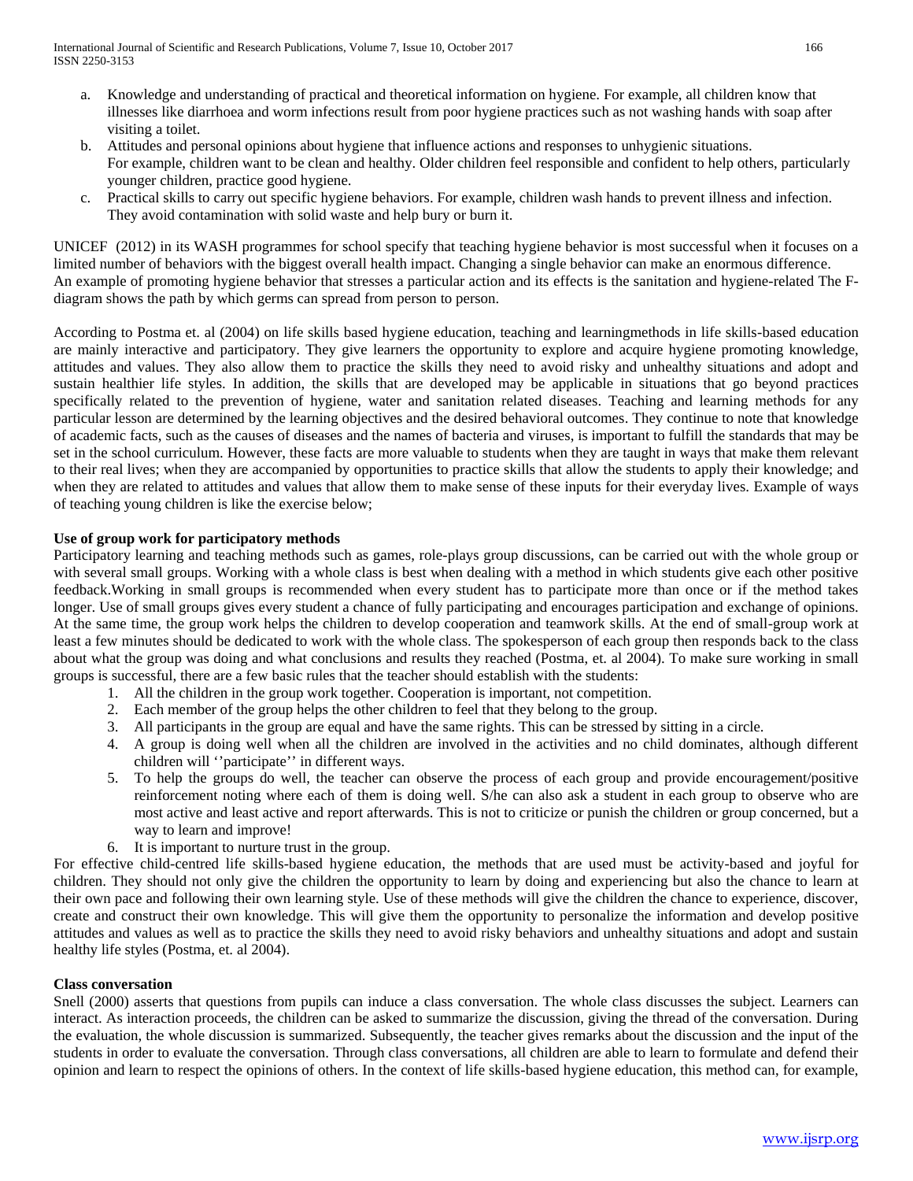a. Knowledge and understanding of practical and theoretical information on hygiene. For example, all children know that illnesses like diarrhoea and worm infections result from poor hygiene practices such as not washing hands with soap after visiting a toilet.
b. Attitudes and personal opinions about hygiene that influence actions and responses to unhygienic situations. For example, children want to be clean and healthy. Older children feel responsible and confident to help others, particularly younger children, practice good hygiene.
c. Practical skills to carry out specific hygiene behaviors. For example, children wash hands to prevent illness and infection. They avoid contamination with solid waste and help bury or burn it.

UNICEF (2012) in its WASH programmes for school specify that teaching hygiene behavior is most successful when it focuses on a limited number of behaviors with the biggest overall health impact. Changing a single behavior can make an enormous difference. An example of promoting hygiene behavior that stresses a particular action and its effects is the sanitation and hygiene-related The F-diagram shows the path by which germs can spread from person to person.

According to Postma et. al (2004) on life skills based hygiene education, teaching and learningmethods in life skills-based education are mainly interactive and participatory. They give learners the opportunity to explore and acquire hygiene promoting knowledge, attitudes and values. They also allow them to practice the skills they need to avoid risky and unhealthy situations and adopt and sustain healthier life styles. In addition, the skills that are developed may be applicable in situations that go beyond practices specifically related to the prevention of hygiene, water and sanitation related diseases. Teaching and learning methods for any particular lesson are determined by the learning objectives and the desired behavioral outcomes. They continue to note that knowledge of academic facts, such as the causes of diseases and the names of bacteria and viruses, is important to fulfill the standards that may be set in the school curriculum. However, these facts are more valuable to students when they are taught in ways that make them relevant to their real lives; when they are accompanied by opportunities to practice skills that allow the students to apply their knowledge; and when they are related to attitudes and values that allow them to make sense of these inputs for their everyday lives. Example of ways of teaching young children is like the exercise below;

**Use of group work for participatory methods**

Participatory learning and teaching methods such as games, role-plays group discussions, can be carried out with the whole group or with several small groups. Working with a whole class is best when dealing with a method in which students give each other positive feedback.Working in small groups is recommended when every student has to participate more than once or if the method takes longer. Use of small groups gives every student a chance of fully participating and encourages participation and exchange of opinions. At the same time, the group work helps the children to develop cooperation and teamwork skills. At the end of small-group work at least a few minutes should be dedicated to work with the whole class. The spokesperson of each group then responds back to the class about what the group was doing and what conclusions and results they reached (Postma, et. al 2004). To make sure working in small groups is successful, there are a few basic rules that the teacher should establish with the students:

1. All the children in the group work together. Cooperation is important, not competition.
2. Each member of the group helps the other children to feel that they belong to the group.
3. All participants in the group are equal and have the same rights. This can be stressed by sitting in a circle.
4. A group is doing well when all the children are involved in the activities and no child dominates, although different children will ''participate'' in different ways.
5. To help the groups do well, the teacher can observe the process of each group and provide encouragement/positive reinforcement noting where each of them is doing well. S/he can also ask a student in each group to observe who are most active and least active and report afterwards. This is not to criticize or punish the children or group concerned, but a way to learn and improve!
6. It is important to nurture trust in the group.

For effective child-centred life skills-based hygiene education, the methods that are used must be activity-based and joyful for children. They should not only give the children the opportunity to learn by doing and experiencing but also the chance to learn at their own pace and following their own learning style. Use of these methods will give the children the chance to experience, discover, create and construct their own knowledge. This will give them the opportunity to personalize the information and develop positive attitudes and values as well as to practice the skills they need to avoid risky behaviors and unhealthy situations and adopt and sustain healthy life styles (Postma, et. al 2004).

**Class conversation**

Snell (2000) asserts that questions from pupils can induce a class conversation. The whole class discusses the subject. Learners can interact. As interaction proceeds, the children can be asked to summarize the discussion, giving the thread of the conversation. During the evaluation, the whole discussion is summarized. Subsequently, the teacher gives remarks about the discussion and the input of the students in order to evaluate the conversation. Through class conversations, all children are able to learn to formulate and defend their opinion and learn to respect the opinions of others. In the context of life skills-based hygiene education, this method can, for example,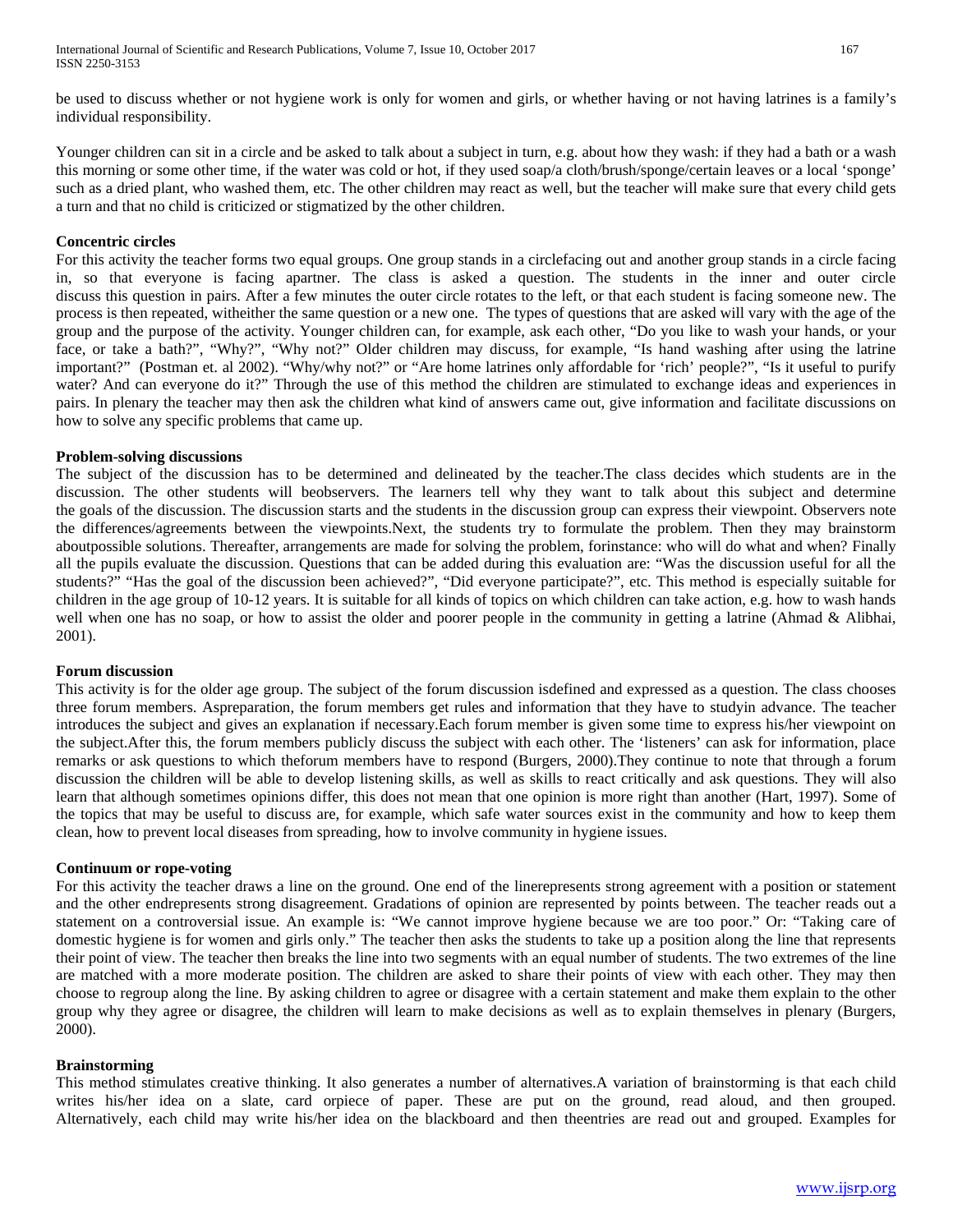be used to discuss whether or not hygiene work is only for women and girls, or whether having or not having latrines is a family's individual responsibility.

Younger children can sit in a circle and be asked to talk about a subject in turn, e.g. about how they wash: if they had a bath or a wash this morning or some other time, if the water was cold or hot, if they used soap/a cloth/brush/sponge/certain leaves or a local 'sponge' such as a dried plant, who washed them, etc. The other children may react as well, but the teacher will make sure that every child gets a turn and that no child is criticized or stigmatized by the other children.

**Concentric circles**

For this activity the teacher forms two equal groups. One group stands in a circlefacing out and another group stands in a circle facing in, so that everyone is facing apartner. The class is asked a question. The students in the inner and outer circle discuss this question in pairs. After a few minutes the outer circle rotates to the left, or that each student is facing someone new. The process is then repeated, witheither the same question or a new one. The types of questions that are asked will vary with the age of the group and the purpose of the activity. Younger children can, for example, ask each other, "Do you like to wash your hands, or your face, or take a bath?", "Why?", "Why not?" Older children may discuss, for example, "Is hand washing after using the latrine important?" (Postman et. al 2002). "Why/why not?" or "Are home latrines only affordable for 'rich' people?", "Is it useful to purify water? And can everyone do it?" Through the use of this method the children are stimulated to exchange ideas and experiences in pairs. In plenary the teacher may then ask the children what kind of answers came out, give information and facilitate discussions on how to solve any specific problems that came up.

**Problem-solving discussions**

The subject of the discussion has to be determined and delineated by the teacher.The class decides which students are in the discussion. The other students will beobservers. The learners tell why they want to talk about this subject and determine the goals of the discussion. The discussion starts and the students in the discussion group can express their viewpoint. Observers note the differences/agreements between the viewpoints.Next, the students try to formulate the problem. Then they may brainstorm aboutpossible solutions. Thereafter, arrangements are made for solving the problem, forinstance: who will do what and when? Finally all the pupils evaluate the discussion. Questions that can be added during this evaluation are: "Was the discussion useful for all the students?" "Has the goal of the discussion been achieved?", "Did everyone participate?", etc. This method is especially suitable for children in the age group of 10-12 years. It is suitable for all kinds of topics on which children can take action, e.g. how to wash hands well when one has no soap, or how to assist the older and poorer people in the community in getting a latrine (Ahmad & Alibhai, 2001).

**Forum discussion**

This activity is for the older age group. The subject of the forum discussion isdefined and expressed as a question. The class chooses three forum members. Aspreparation, the forum members get rules and information that they have to studyin advance. The teacher introduces the subject and gives an explanation if necessary.Each forum member is given some time to express his/her viewpoint on the subject.After this, the forum members publicly discuss the subject with each other. The 'listeners' can ask for information, place remarks or ask questions to which theforum members have to respond (Burgers, 2000).They continue to note that through a forum discussion the children will be able to develop listening skills, as well as skills to react critically and ask questions. They will also learn that although sometimes opinions differ, this does not mean that one opinion is more right than another (Hart, 1997). Some of the topics that may be useful to discuss are, for example, which safe water sources exist in the community and how to keep them clean, how to prevent local diseases from spreading, how to involve community in hygiene issues.

**Continuum or rope-voting**

For this activity the teacher draws a line on the ground. One end of the linerepresents strong agreement with a position or statement and the other endrepresents strong disagreement. Gradations of opinion are represented by points between. The teacher reads out a statement on a controversial issue. An example is: "We cannot improve hygiene because we are too poor." Or: "Taking care of domestic hygiene is for women and girls only." The teacher then asks the students to take up a position along the line that represents their point of view. The teacher then breaks the line into two segments with an equal number of students. The two extremes of the line are matched with a more moderate position. The children are asked to share their points of view with each other. They may then choose to regroup along the line. By asking children to agree or disagree with a certain statement and make them explain to the other group why they agree or disagree, the children will learn to make decisions as well as to explain themselves in plenary (Burgers, 2000).

**Brainstorming**

This method stimulates creative thinking. It also generates a number of alternatives.A variation of brainstorming is that each child writes his/her idea on a slate, card orpiece of paper. These are put on the ground, read aloud, and then grouped. Alternatively, each child may write his/her idea on the blackboard and then theentries are read out and grouped. Examples for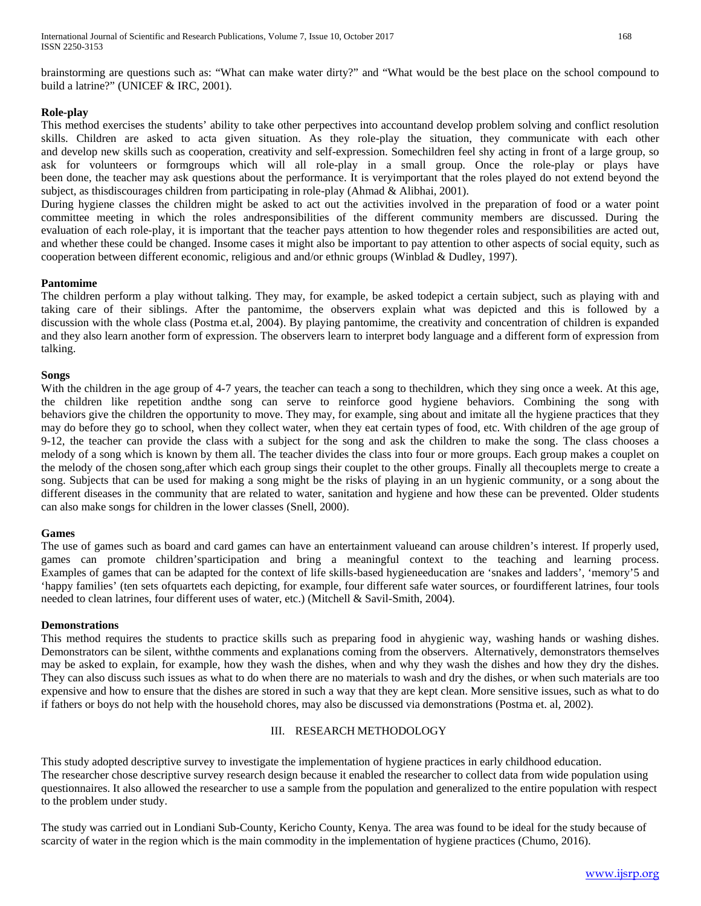brainstorming are questions such as: "What can make water dirty?" and "What would be the best place on the school compound to build a latrine?" (UNICEF & IRC, 2001).

**Role-play**

This method exercises the students' ability to take other perpectives into accountand develop problem solving and conflict resolution skills. Children are asked to acta given situation. As they role-play the situation, they communicate with each other and develop new skills such as cooperation, creativity and self-expression. Somechildren feel shy acting in front of a large group, so ask for volunteers or formgroups which will all role-play in a small group. Once the role-play or plays have been done, the teacher may ask questions about the performance. It is veryimportant that the roles played do not extend beyond the subject, as thisdiscourages children from participating in role-play (Ahmad & Alibhai, 2001).

During hygiene classes the children might be asked to act out the activities involved in the preparation of food or a water point committee meeting in which the roles andresponsibilities of the different community members are discussed. During the evaluation of each role-play, it is important that the teacher pays attention to how thegender roles and responsibilities are acted out, and whether these could be changed. Insome cases it might also be important to pay attention to other aspects of social equity, such as cooperation between different economic, religious and and/or ethnic groups (Winblad & Dudley, 1997).

**Pantomime**

The children perform a play without talking. They may, for example, be asked todepict a certain subject, such as playing with and taking care of their siblings. After the pantomime, the observers explain what was depicted and this is followed by a discussion with the whole class (Postma et.al, 2004). By playing pantomime, the creativity and concentration of children is expanded and they also learn another form of expression. The observers learn to interpret body language and a different form of expression from talking.

**Songs**

With the children in the age group of 4-7 years, the teacher can teach a song to thechildren, which they sing once a week. At this age, the children like repetition andthe song can serve to reinforce good hygiene behaviors. Combining the song with behaviors give the children the opportunity to move. They may, for example, sing about and imitate all the hygiene practices that they may do before they go to school, when they collect water, when they eat certain types of food, etc. With children of the age group of 9-12, the teacher can provide the class with a subject for the song and ask the children to make the song. The class chooses a melody of a song which is known by them all. The teacher divides the class into four or more groups. Each group makes a couplet on the melody of the chosen song,after which each group sings their couplet to the other groups. Finally all thecouplets merge to create a song. Subjects that can be used for making a song might be the risks of playing in an un hygienic community, or a song about the different diseases in the community that are related to water, sanitation and hygiene and how these can be prevented. Older students can also make songs for children in the lower classes (Snell, 2000).

**Games**

The use of games such as board and card games can have an entertainment valueand can arouse children's interest. If properly used, games can promote children'sparticipation and bring a meaningful context to the teaching and learning process. Examples of games that can be adapted for the context of life skills-based hygieneeducation are 'snakes and ladders', 'memory'5 and 'happy families' (ten sets ofquartets each depicting, for example, four different safe water sources, or fourdifferent latrines, four tools needed to clean latrines, four different uses of water, etc.) (Mitchell & Savil-Smith, 2004).

**Demonstrations**

This method requires the students to practice skills such as preparing food in ahygienic way, washing hands or washing dishes. Demonstrators can be silent, withthe comments and explanations coming from the observers. Alternatively, demonstrators themselves may be asked to explain, for example, how they wash the dishes, when and why they wash the dishes and how they dry the dishes. They can also discuss such issues as what to do when there are no materials to wash and dry the dishes, or when such materials are too expensive and how to ensure that the dishes are stored in such a way that they are kept clean. More sensitive issues, such as what to do if fathers or boys do not help with the household chores, may also be discussed via demonstrations (Postma et. al, 2002).

## III. RESEARCH METHODOLOGY

This study adopted descriptive survey to investigate the implementation of hygiene practices in early childhood education.
The researcher chose descriptive survey research design because it enabled the researcher to collect data from wide population using questionnaires. It also allowed the researcher to use a sample from the population and generalized to the entire population with respect to the problem under study.

The study was carried out in Londiani Sub-County, Kericho County, Kenya. The area was found to be ideal for the study because of scarcity of water in the region which is the main commodity in the implementation of hygiene practices (Chumo, 2016).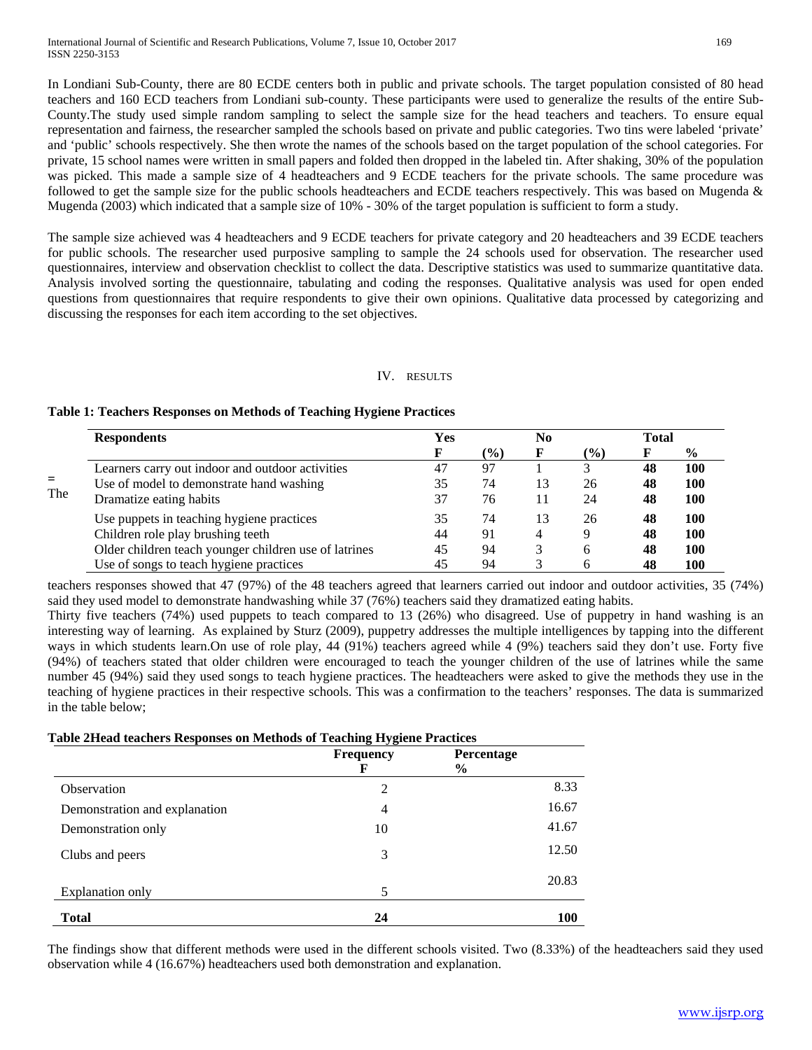In Londiani Sub-County, there are 80 ECDE centers both in public and private schools. The target population consisted of 80 head teachers and 160 ECD teachers from Londiani sub-county. These participants were used to generalize the results of the entire Sub-County.The study used simple random sampling to select the sample size for the head teachers and teachers. To ensure equal representation and fairness, the researcher sampled the schools based on private and public categories. Two tins were labeled 'private' and 'public' schools respectively. She then wrote the names of the schools based on the target population of the school categories. For private, 15 school names were written in small papers and folded then dropped in the labeled tin. After shaking, 30% of the population was picked. This made a sample size of 4 headteachers and 9 ECDE teachers for the private schools. The same procedure was followed to get the sample size for the public schools headteachers and ECDE teachers respectively. This was based on Mugenda & Mugenda (2003) which indicated that a sample size of 10% - 30% of the target population is sufficient to form a study.

The sample size achieved was 4 headteachers and 9 ECDE teachers for private category and 20 headteachers and 39 ECDE teachers for public schools. The researcher used purposive sampling to sample the 24 schools used for observation. The researcher used questionnaires, interview and observation checklist to collect the data. Descriptive statistics was used to summarize quantitative data. Analysis involved sorting the questionnaire, tabulating and coding the responses. Qualitative analysis was used for open ended questions from questionnaires that require respondents to give their own opinions. Qualitative data processed by categorizing and discussing the responses for each item according to the set objectives.

## IV. RESULTS

**Table 1: Teachers Responses on Methods of Teaching Hygiene Practices**

| Respondents | Yes | | No | | Total | |
|---|---|---|---|---|---|---|
| | F | (%) | F | (%) | F | % |
| Learners carry out indoor and outdoor activities | 47 | 97 | 1 | 3 | **48** | **100** |
| Use of model to demonstrate hand washing | 35 | 74 | 13 | 26 | **48** | **100** |
| Dramatize eating habits | 37 | 76 | 11 | 24 | **48** | **100** |
| Use puppets in teaching hygiene practices | 35 | 74 | 13 | 26 | **48** | **100** |
| Children role play brushing teeth | 44 | 91 | 4 | 9 | **48** | **100** |
| Older children teach younger children use of latrines | 45 | 94 | 3 | 6 | **48** | **100** |
| Use of songs to teach hygiene practices | 45 | 94 | 3 | 6 | **48** | **100** |

The teachers responses showed that 47 (97%) of the 48 teachers agreed that learners carried out indoor and outdoor activities, 35 (74%) said they used model to demonstrate handwashing while 37 (76%) teachers said they dramatized eating habits.

Thirty five teachers (74%) used puppets to teach compared to 13 (26%) who disagreed. Use of puppetry in hand washing is an interesting way of learning. As explained by Sturz (2009), puppetry addresses the multiple intelligences by tapping into the different ways in which students learn.On use of role play, 44 (91%) teachers agreed while 4 (9%) teachers said they don't use. Forty five (94%) of teachers stated that older children were encouraged to teach the younger children of the use of latrines while the same number 45 (94%) said they used songs to teach hygiene practices. The headteachers were asked to give the methods they use in the teaching of hygiene practices in their respective schools. This was a confirmation to the teachers' responses. The data is summarized in the table below;

**Table 2Head teachers Responses on Methods of Teaching Hygiene Practices**

| | Frequency F | Percentage % |
|---|---|---|
| Observation | 2 | 8.33 |
| Demonstration and explanation | 4 | 16.67 |
| Demonstration only | 10 | 41.67 |
| Clubs and peers | 3 | 12.50 |
| Explanation only | 5 | 20.83 |
| **Total** | **24** | **100** |

The findings show that different methods were used in the different schools visited. Two (8.33%) of the headteachers said they used observation while 4 (16.67%) headteachers used both demonstration and explanation.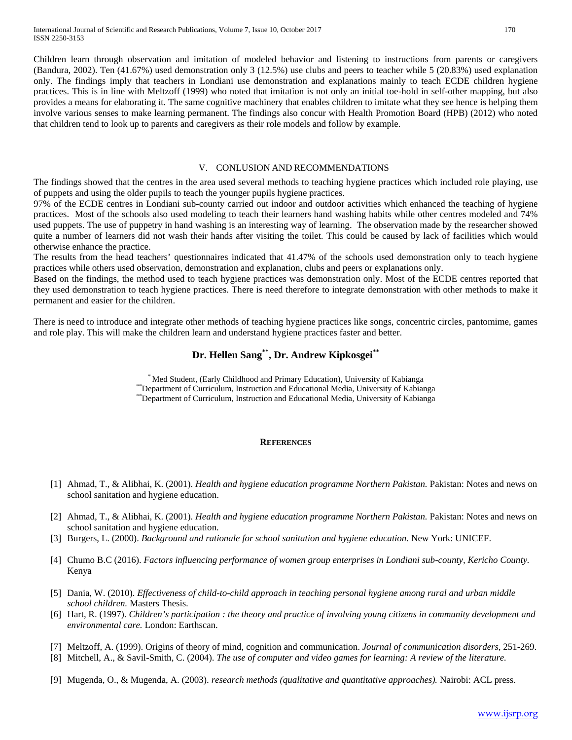Children learn through observation and imitation of modeled behavior and listening to instructions from parents or caregivers (Bandura, 2002). Ten (41.67%) used demonstration only 3 (12.5%) use clubs and peers to teacher while 5 (20.83%) used explanation only. The findings imply that teachers in Londiani use demonstration and explanations mainly to teach ECDE children hygiene practices. This is in line with Meltzoff (1999) who noted that imitation is not only an initial toe-hold in self-other mapping, but also provides a means for elaborating it. The same cognitive machinery that enables children to imitate what they see hence is helping them involve various senses to make learning permanent. The findings also concur with Health Promotion Board (HPB) (2012) who noted that children tend to look up to parents and caregivers as their role models and follow by example.

## V. CONLUSION AND RECOMMENDATIONS

The findings showed that the centres in the area used several methods to teaching hygiene practices which included role playing, use of puppets and using the older pupils to teach the younger pupils hygiene practices.

97% of the ECDE centres in Londiani sub-county carried out indoor and outdoor activities which enhanced the teaching of hygiene practices. Most of the schools also used modeling to teach their learners hand washing habits while other centres modeled and 74% used puppets. The use of puppetry in hand washing is an interesting way of learning. The observation made by the researcher showed quite a number of learners did not wash their hands after visiting the toilet. This could be caused by lack of facilities which would otherwise enhance the practice.

The results from the head teachers' questionnaires indicated that 41.47% of the schools used demonstration only to teach hygiene practices while others used observation, demonstration and explanation, clubs and peers or explanations only.

Based on the findings, the method used to teach hygiene practices was demonstration only. Most of the ECDE centres reported that they used demonstration to teach hygiene practices. There is need therefore to integrate demonstration with other methods to make it permanent and easier for the children.

There is need to introduce and integrate other methods of teaching hygiene practices like songs, concentric circles, pantomime, games and role play. This will make the children learn and understand hygiene practices faster and better.

**Dr. Hellen Sang[\*\*], Dr. Andrew Kipkosgei[\*\*]**

[\*] Med Student, (Early Childhood and Primary Education), University of Kabianga
[\*\*] Department of Curriculum, Instruction and Educational Media, University of Kabianga
[\*\*] Department of Curriculum, Instruction and Educational Media, University of Kabianga

### REFERENCES

[1] Ahmad, T., & Alibhai, K. (2001). *Health and hygiene education programme Northern Pakistan.* Pakistan: Notes and news on school sanitation and hygiene education.

[2] Ahmad, T., & Alibhai, K. (2001). *Health and hygiene education programme Northern Pakistan.* Pakistan: Notes and news on school sanitation and hygiene education.

[3] Burgers, L. (2000). *Background and rationale for school sanitation and hygiene education.* New York: UNICEF.

[4] Chumo B.C (2016). *Factors influencing performance of women group enterprises in Londiani sub-county, Kericho County.* Kenya

[5] Dania, W. (2010). *Effectiveness of child-to-child approach in teaching personal hygiene among rural and urban middle school children.* Masters Thesis.

[6] Hart, R. (1997). *Children's participation : the theory and practice of involving young citizens in community development and environmental care.* London: Earthscan.

[7] Meltzoff, A. (1999). Origins of theory of mind, cognition and communication. *Journal of communication disorders*, 251-269.

[8] Mitchell, A., & Savil-Smith, C. (2004). *The use of computer and video games for learning: A review of the literature.*

[9] Mugenda, O., & Mugenda, A. (2003). *research methods (qualitative and quantitative approaches).* Nairobi: ACL press.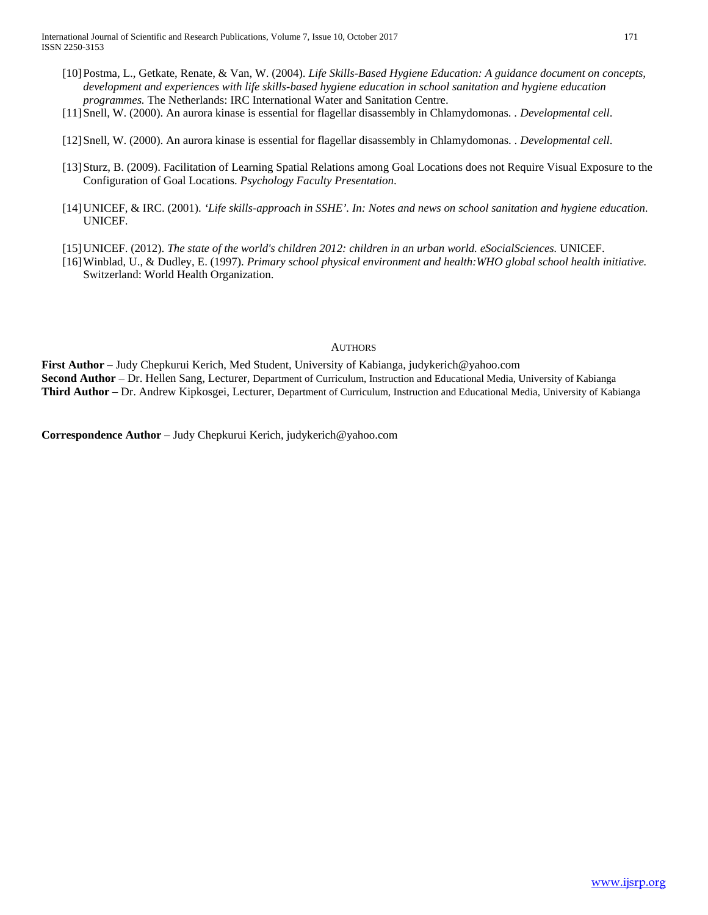[10] Postma, L., Getkate, Renate, & Van, W. (2004). *Life Skills-Based Hygiene Education: A guidance document on concepts, development and experiences with life skills-based hygiene education in school sanitation and hygiene education programmes.* The Netherlands: IRC International Water and Sanitation Centre.

[11] Snell, W. (2000). An aurora kinase is essential for flagellar disassembly in Chlamydomonas. . *Developmental cell*.

[12] Snell, W. (2000). An aurora kinase is essential for flagellar disassembly in Chlamydomonas. . *Developmental cell*.

[13] Sturz, B. (2009). Facilitation of Learning Spatial Relations among Goal Locations does not Require Visual Exposure to the Configuration of Goal Locations. *Psychology Faculty Presentation*.

[14] UNICEF, & IRC. (2001). *'Life skills-approach in SSHE'. In: Notes and news on school sanitation and hygiene education.* UNICEF.

[15] UNICEF. (2012). *The state of the world's children 2012: children in an urban world. eSocialSciences.* UNICEF.

[16] Winblad, U., & Dudley, E. (1997). *Primary school physical environment and health:WHO global school health initiative.* Switzerland: World Health Organization.

## Authors

**First Author** – Judy Chepkurui Kerich, Med Student, University of Kabianga, judykerich@yahoo.com
**Second Author** – Dr. Hellen Sang, Lecturer, Department of Curriculum, Instruction and Educational Media, University of Kabianga
**Third Author** – Dr. Andrew Kipkosgei, Lecturer, Department of Curriculum, Instruction and Educational Media, University of Kabianga

**Correspondence Author** – Judy Chepkurui Kerich, judykerich@yahoo.com